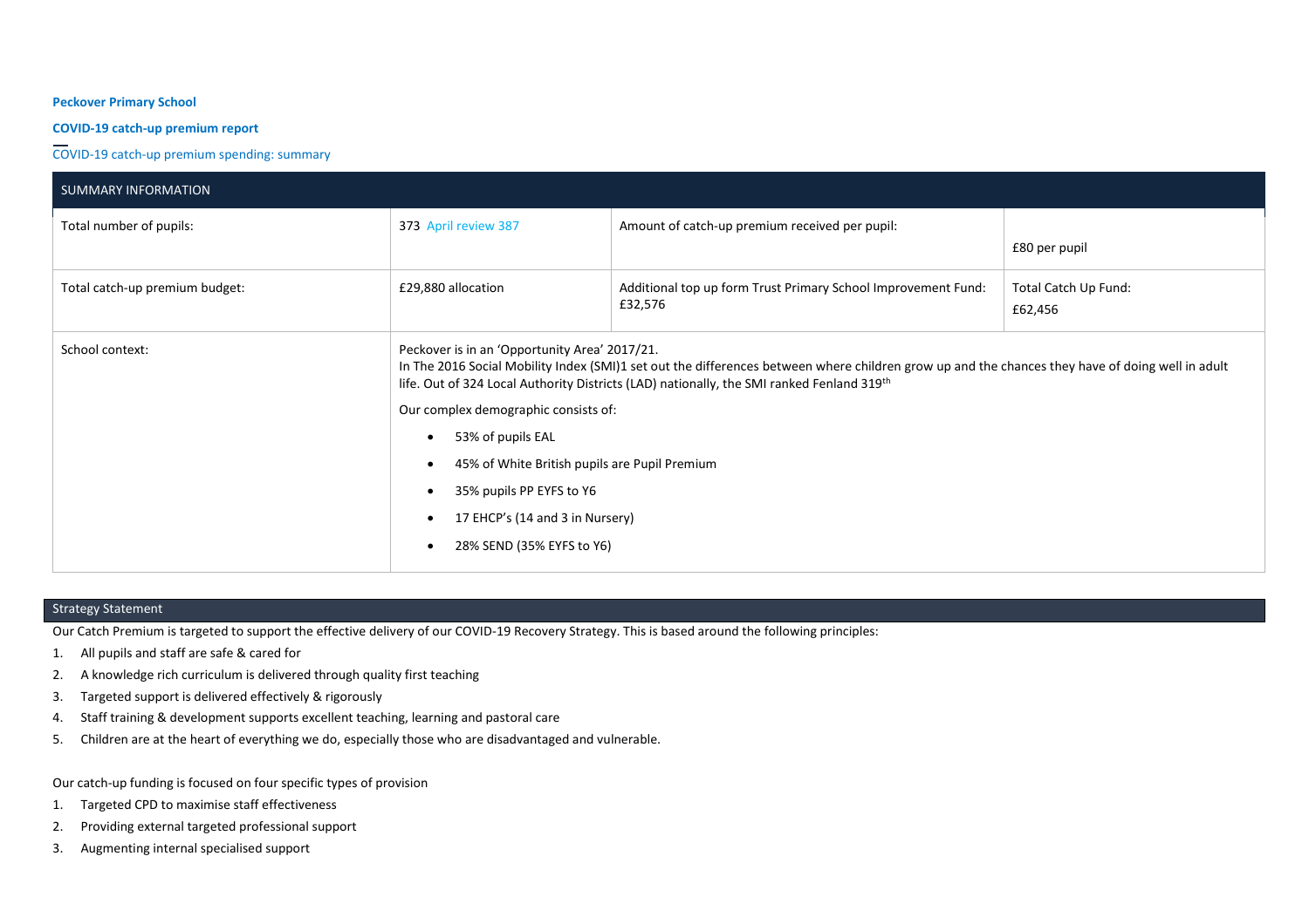**Peckover Primary School**

**COVID-19 catch-up premium report**

COVID-19 catch-up premium spending: summary

| SUMMARY INFORMATION | | | |
|---|---|---|---|
| Total number of pupils: | 373 April review 387 | Amount of catch-up premium received per pupil: | £80 per pupil |
| Total catch-up premium budget: | £29,880 allocation | Additional top up form Trust Primary School Improvement Fund: £32,576 | Total Catch Up Fund: £62,456 |
| School context: | Peckover is in an 'Opportunity Area' 2017/21.<br>In The 2016 Social Mobility Index (SMI)1 set out the differences between where children grow up and the chances they have of doing well in adult life. Out of 324 Local Authority Districts (LAD) nationally, the SMI ranked Fenland 319th<br>Our complex demographic consists of:<br>• 53% of pupils EAL<br>• 45% of White British pupils are Pupil Premium<br>• 35% pupils PP EYFS to Y6<br>• 17 EHCP's (14 and 3 in Nursery)<br>• 28% SEND (35% EYFS to Y6) | | |

## Strategy Statement

Our Catch Premium is targeted to support the effective delivery of our COVID-19 Recovery Strategy. This is based around the following principles:

1. All pupils and staff are safe & cared for
2. A knowledge rich curriculum is delivered through quality first teaching
3. Targeted support is delivered effectively & rigorously
4. Staff training & development supports excellent teaching, learning and pastoral care
5. Children are at the heart of everything we do, especially those who are disadvantaged and vulnerable.

Our catch-up funding is focused on four specific types of provision

1. Targeted CPD to maximise staff effectiveness
2. Providing external targeted professional support
3. Augmenting internal specialised support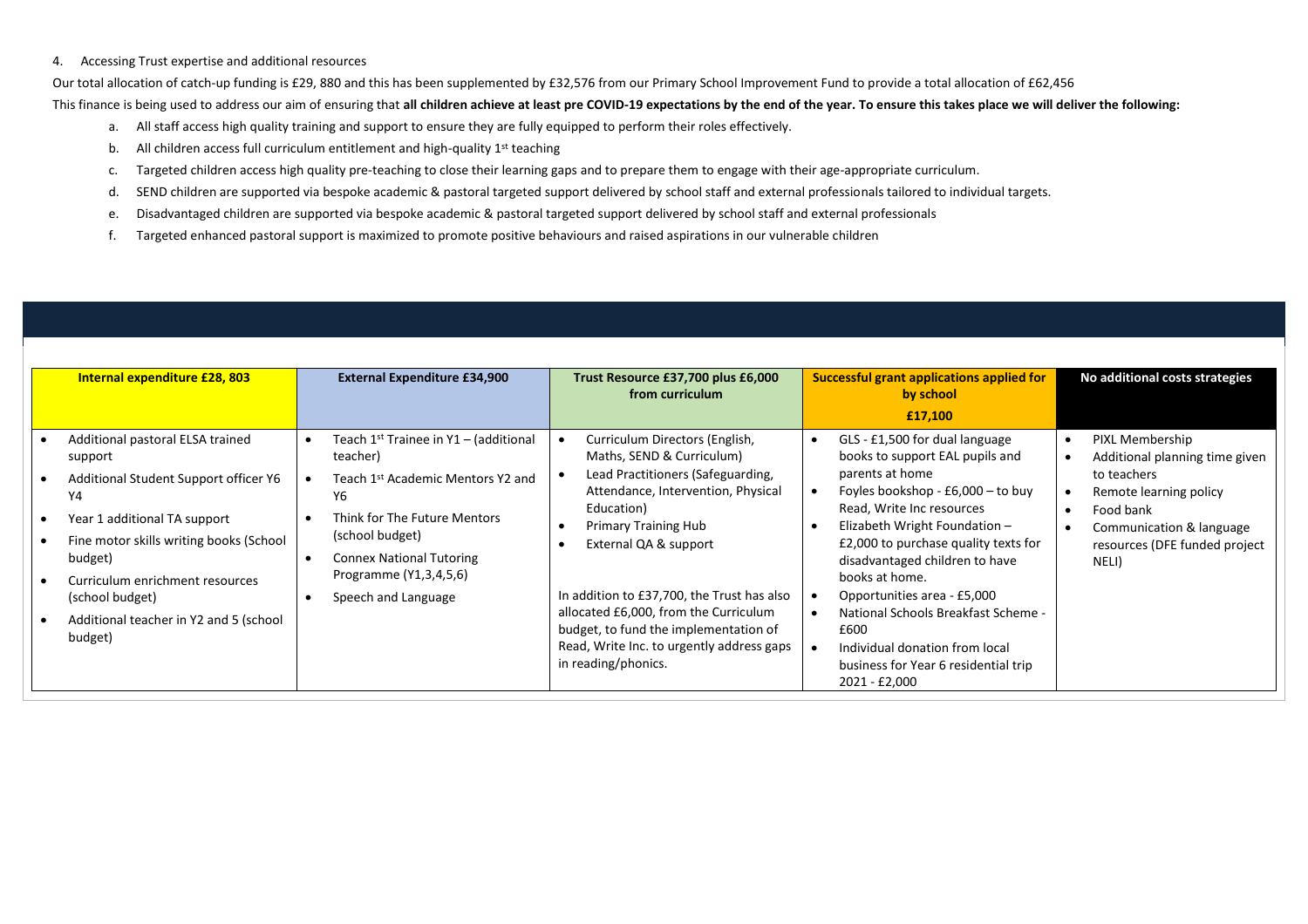4. Accessing Trust expertise and additional resources

Our total allocation of catch-up funding is £29, 880 and this has been supplemented by £32,576 from our Primary School Improvement Fund to provide a total allocation of £62,456

This finance is being used to address our aim of ensuring that **all children achieve at least pre COVID-19 expectations by the end of the year. To ensure this takes place we will deliver the following:**

a. All staff access high quality training and support to ensure they are fully equipped to perform their roles effectively.
b. All children access full curriculum entitlement and high-quality 1st teaching
c. Targeted children access high quality pre-teaching to close their learning gaps and to prepare them to engage with their age-appropriate curriculum.
d. SEND children are supported via bespoke academic & pastoral targeted support delivered by school staff and external professionals tailored to individual targets.
e. Disadvantaged children are supported via bespoke academic & pastoral targeted support delivered by school staff and external professionals
f. Targeted enhanced pastoral support is maximized to promote positive behaviours and raised aspirations in our vulnerable children

| Internal expenditure £28, 803 | External Expenditure £34,900 | Trust Resource £37,700 plus £6,000 from curriculum | Successful grant applications applied for by school £17,100 | No additional costs strategies |
|---|---|---|---|---|
| • Additional pastoral ELSA trained support<br>• Additional Student Support officer Y6 Y4<br>• Year 1 additional TA support<br>• Fine motor skills writing books (School budget)<br>• Curriculum enrichment resources (school budget)<br>• Additional teacher in Y2 and 5 (school budget) | • Teach 1st Trainee in Y1 – (additional teacher)<br>• Teach 1st Academic Mentors Y2 and Y6<br>• Think for The Future Mentors (school budget)<br>• Connex National Tutoring Programme (Y1,3,4,5,6)<br>• Speech and Language | • Curriculum Directors (English, Maths, SEND & Curriculum)<br>• Lead Practitioners (Safeguarding, Attendance, Intervention, Physical Education)<br>• Primary Training Hub<br>• External QA & support<br><br>In addition to £37,700, the Trust has also allocated £6,000, from the Curriculum budget, to fund the implementation of Read, Write Inc. to urgently address gaps in reading/phonics. | • GLS - £1,500 for dual language books to support EAL pupils and parents at home<br>• Foyles bookshop - £6,000 – to buy Read, Write Inc resources<br>• Elizabeth Wright Foundation – £2,000 to purchase quality texts for disadvantaged children to have books at home.<br>• Opportunities area - £5,000<br>• National Schools Breakfast Scheme - £600<br>• Individual donation from local business for Year 6 residential trip 2021 - £2,000 | • PIXL Membership<br>• Additional planning time given to teachers<br>• Remote learning policy<br>• Food bank<br>• Communication & language resources (DFE funded project NELI) |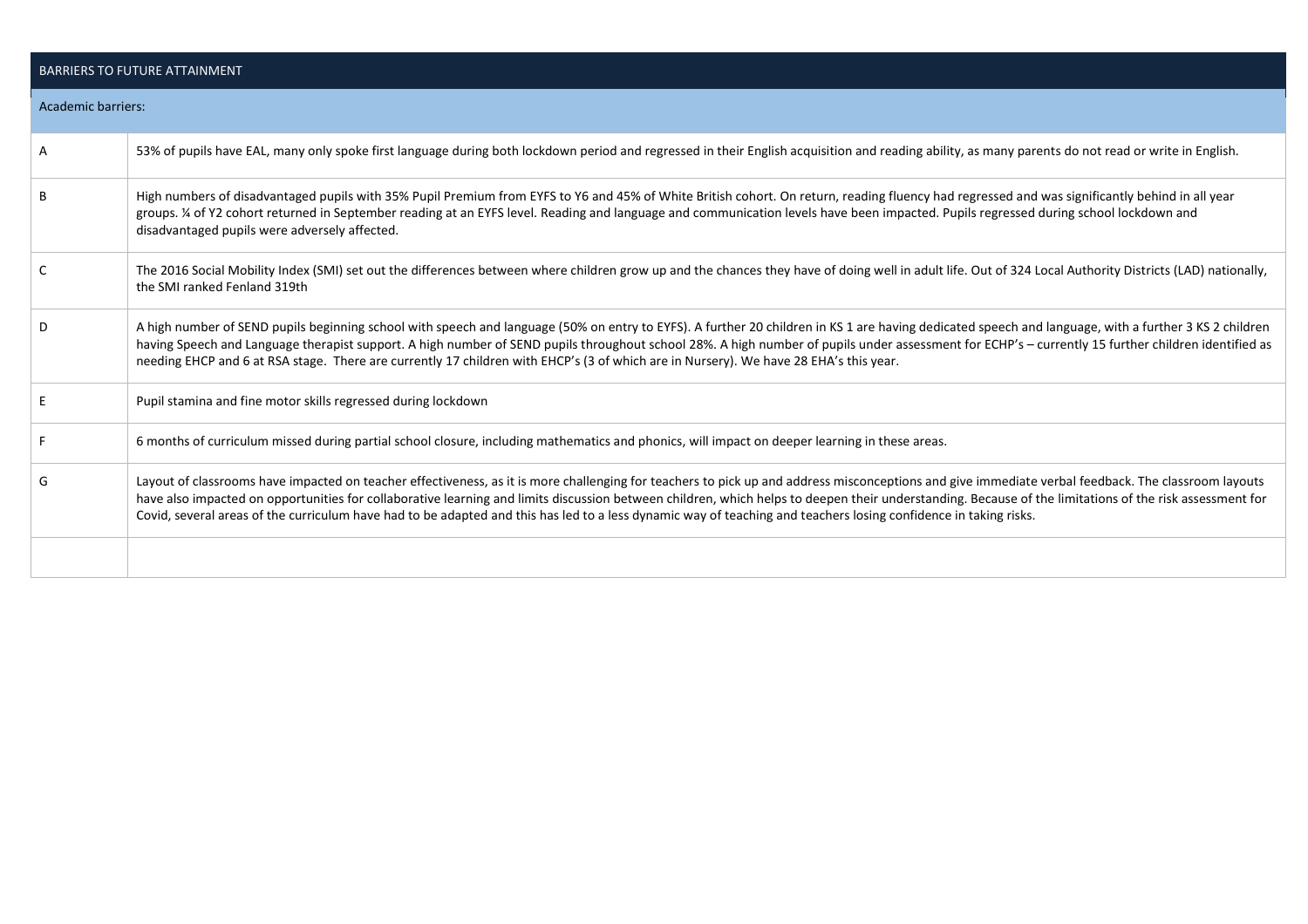| BARRIERS TO FUTURE ATTAINMENT | |
|---|---|
| Academic barriers: | |
| A | 53% of pupils have EAL, many only spoke first language during both lockdown period and regressed in their English acquisition and reading ability, as many parents do not read or write in English. |
| B | High numbers of disadvantaged pupils with 35% Pupil Premium from EYFS to Y6 and 45% of White British cohort. On return, reading fluency had regressed and was significantly behind in all year groups. ¼ of Y2 cohort returned in September reading at an EYFS level. Reading and language and communication levels have been impacted. Pupils regressed during school lockdown and disadvantaged pupils were adversely affected. |
| C | The 2016 Social Mobility Index (SMI) set out the differences between where children grow up and the chances they have of doing well in adult life. Out of 324 Local Authority Districts (LAD) nationally, the SMI ranked Fenland 319th |
| D | A high number of SEND pupils beginning school with speech and language (50% on entry to EYFS). A further 20 children in KS 1 are having dedicated speech and language, with a further 3 KS 2 children having Speech and Language therapist support. A high number of SEND pupils throughout school 28%. A high number of pupils under assessment for ECHP's – currently 15 further children identified as needing EHCP and 6 at RSA stage. There are currently 17 children with EHCP's (3 of which are in Nursery). We have 28 EHA's this year. |
| E | Pupil stamina and fine motor skills regressed during lockdown |
| F | 6 months of curriculum missed during partial school closure, including mathematics and phonics, will impact on deeper learning in these areas. |
| G | Layout of classrooms have impacted on teacher effectiveness, as it is more challenging for teachers to pick up and address misconceptions and give immediate verbal feedback. The classroom layouts have also impacted on opportunities for collaborative learning and limits discussion between children, which helps to deepen their understanding. Because of the limitations of the risk assessment for Covid, several areas of the curriculum have had to be adapted and this has led to a less dynamic way of teaching and teachers losing confidence in taking risks. |
| | |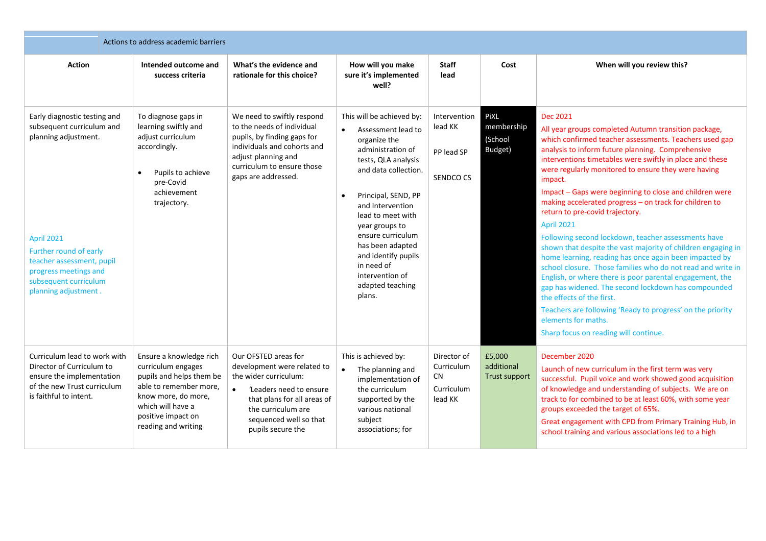| Actions to address academic barriers | | | | | | |
|---|---|---|---|---|---|---|
| **Action** | **Intended outcome and success criteria** | **What's the evidence and rationale for this choice?** | **How will you make sure it's implemented well?** | **Staff lead** | **Cost** | **When will you review this?** |
| Early diagnostic testing and subsequent curriculum and planning adjustment.<br><br>April 2021<br>Further round of early teacher assessment, pupil progress meetings and subsequent curriculum planning adjustment . | To diagnose gaps in learning swiftly and adjust curriculum accordingly.<br><br>• Pupils to achieve pre-Covid achievement trajectory. | We need to swiftly respond to the needs of individual pupils, by finding gaps for individuals and cohorts and adjust planning and curriculum to ensure those gaps are addressed. | This will be achieved by:<br>• Assessment lead to organize the administration of tests, QLA analysis and data collection.<br>• Principal, SEND, PP and Intervention lead to meet with year groups to ensure curriculum has been adapted and identify pupils in need of intervention of adapted teaching plans. | Intervention lead KK<br><br>PP lead SP<br><br>SENDCO CS | PiXL membership<br><br>(School Budget) | Dec 2021<br>All year groups completed Autumn transition package, which confirmed teacher assessments. Teachers used gap analysis to inform future planning. Comprehensive interventions timetables were swiftly in place and these were regularly monitored to ensure they were having impact.<br>Impact – Gaps were beginning to close and children were making accelerated progress – on track for children to return to pre-covid trajectory.<br>April 2021<br>Following second lockdown, teacher assessments have shown that despite the vast majority of children engaging in home learning, reading has once again been impacted by school closure. Those families who do not read and write in English, or where there is poor parental engagement, the gap has widened. The second lockdown has compounded the effects of the first.<br>Teachers are following 'Ready to progress' on the priority elements for maths.<br>Sharp focus on reading will continue. |
| Curriculum lead to work with Director of Curriculum to ensure the implementation of the new Trust curriculum is faithful to intent. | Ensure a knowledge rich curriculum engages pupils and helps them be able to remember more, know more, do more, which will have a positive impact on reading and writing | Our OFSTED areas for development were related to the wider curriculum:<br>• 'Leaders need to ensure that plans for all areas of the curriculum are sequenced well so that pupils secure the | This is achieved by:<br>• The planning and implementation of the curriculum supported by the various national subject associations; for | Director of Curriculum CN<br><br>Curriculum lead KK | £5,000 additional Trust support | December 2020<br>Launch of new curriculum in the first term was very successful. Pupil voice and work showed good acquisition of knowledge and understanding of subjects. We are on track to for combined to be at least 60%, with some year groups exceeded the target of 65%.<br>Great engagement with CPD from Primary Training Hub, in school training and various associations led to a high |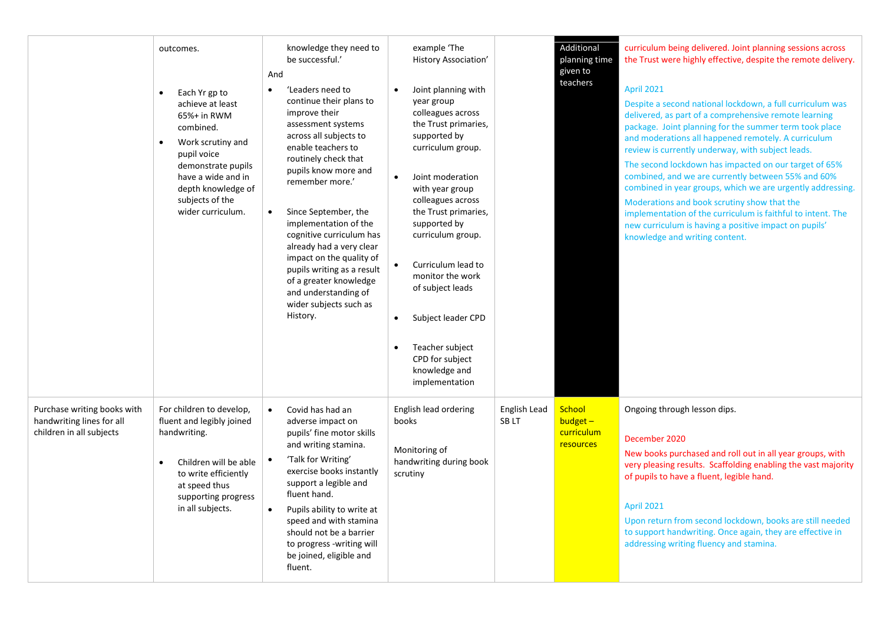|  |  |  |  |  |  |  |
|---|---|---|---|---|---|---|
|  | outcomes.<br><br>• Each Yr gp to achieve at least 65%+ in RWM combined.<br>• Work scrutiny and pupil voice demonstrate pupils have a wide and in depth knowledge of subjects of the wider curriculum. | knowledge they need to be successful.'<br>And<br>• 'Leaders need to continue their plans to improve their assessment systems across all subjects to enable teachers to routinely check that pupils know more and remember more.'<br><br>• Since September, the implementation of the cognitive curriculum has already had a very clear impact on the quality of pupils writing as a result of a greater knowledge and understanding of wider subjects such as History. | example 'The History Association'<br><br>• Joint planning with year group colleagues across the Trust primaries, supported by curriculum group.<br><br>• Joint moderation with year group colleagues across the Trust primaries, supported by curriculum group.<br><br>• Curriculum lead to monitor the work of subject leads<br><br>• Subject leader CPD<br><br>• Teacher subject CPD for subject knowledge and implementation |  | Additional planning time given to teachers | curriculum being delivered. Joint planning sessions across the Trust were highly effective, despite the remote delivery.<br><br>April 2021<br>Despite a second national lockdown, a full curriculum was delivered, as part of a comprehensive remote learning package. Joint planning for the summer term took place and moderations all happened remotely. A curriculum review is currently underway, with subject leads.<br>The second lockdown has impacted on our target of 65% combined, and we are currently between 55% and 60% combined in year groups, which we are urgently addressing.<br>Moderations and book scrutiny show that the implementation of the curriculum is faithful to intent. The new curriculum is having a positive impact on pupils' knowledge and writing content. |
| Purchase writing books with handwriting lines for all children in all subjects | For children to develop, fluent and legibly joined handwriting.<br><br>• Children will be able to write efficiently at speed thus supporting progress in all subjects. | • Covid has had an adverse impact on pupils' fine motor skills and writing stamina.<br>• 'Talk for Writing' exercise books instantly support a legible and fluent hand.<br>• Pupils ability to write at speed and with stamina should not be a barrier to progress -writing will be joined, eligible and fluent. | English lead ordering books<br><br>Monitoring of handwriting during book scrutiny | English Lead<br>SB LT | School budget – curriculum resources | Ongoing through lesson dips.<br><br>December 2020<br>New books purchased and roll out in all year groups, with very pleasing results. Scaffolding enabling the vast majority of pupils to have a fluent, legible hand.<br><br>April 2021<br>Upon return from second lockdown, books are still needed to support handwriting. Once again, they are effective in addressing writing fluency and stamina. |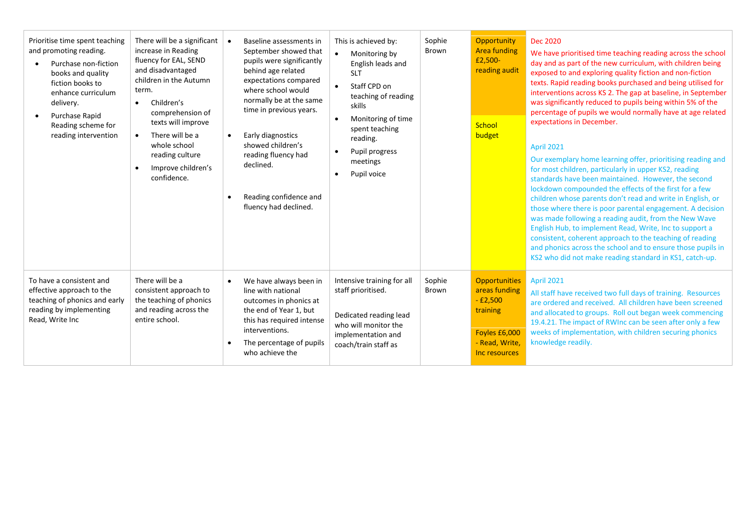| | | | | | | |
|---|---|---|---|---|---|---|
| Prioritise time spent teaching and promoting reading.<br>• Purchase non-fiction books and quality fiction books to enhance curriculum delivery.<br>• Purchase Rapid Reading scheme for reading intervention | There will be a significant increase in Reading fluency for EAL, SEND and disadvantaged children in the Autumn term.<br>• Children's comprehension of texts will improve<br>• There will be a whole school reading culture<br>• Improve children's confidence. | • Baseline assessments in September showed that pupils were significantly behind age related expectations compared where school would normally be at the same time in previous years.<br>• Early diagnostics showed children's reading fluency had declined.<br>• Reading confidence and fluency had declined. | This is achieved by:<br>• Monitoring by English leads and SLT<br>• Staff CPD on teaching of reading skills<br>• Monitoring of time spent teaching reading.<br>• Pupil progress meetings<br>• Pupil voice | Sophie Brown | Opportunity Area funding £2,500- reading audit<br><br>School budget | Dec 2020<br>We have prioritised time teaching reading across the school day and as part of the new curriculum, with children being exposed to and exploring quality fiction and non-fiction texts. Rapid reading books purchased and being utilised for interventions across KS 2. The gap at baseline, in September was significantly reduced to pupils being within 5% of the percentage of pupils we would normally have at age related expectations in December.<br><br>April 2021<br>Our exemplary home learning offer, prioritising reading and for most children, particularly in upper KS2, reading standards have been maintained. However, the second lockdown compounded the effects of the first for a few children whose parents don't read and write in English, or those where there is poor parental engagement. A decision was made following a reading audit, from the New Wave English Hub, to implement Read, Write, Inc to support a consistent, coherent approach to the teaching of reading and phonics across the school and to ensure those pupils in KS2 who did not make reading standard in KS1, catch-up. |
| To have a consistent and effective approach to the teaching of phonics and early reading by implementing Read, Write Inc | There will be a consistent approach to the teaching of phonics and reading across the entire school. | • We have always been in line with national outcomes in phonics at the end of Year 1, but this has required intense interventions.<br>• The percentage of pupils who achieve the | Intensive training for all staff prioritised.<br><br>Dedicated reading lead who will monitor the implementation and coach/train staff as | Sophie Brown | Opportunities areas funding - £2,500 training<br><br>Foyles £6,000 - Read, Write, Inc resources | April 2021<br>All staff have received two full days of training. Resources are ordered and received. All children have been screened and allocated to groups. Roll out began week commencing 19.4.21. The impact of RWInc can be seen after only a few weeks of implementation, with children securing phonics knowledge readily. |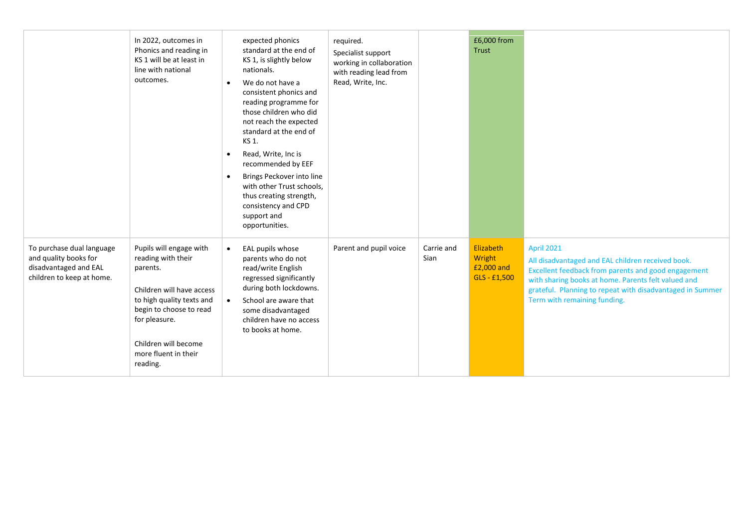|  |  |  |  |  |  |  |
|---|---|---|---|---|---|---|
|  | In 2022, outcomes in Phonics and reading in KS 1 will be at least in line with national outcomes. | expected phonics standard at the end of KS 1, is slightly below nationals.<br>• We do not have a consistent phonics and reading programme for those children who did not reach the expected standard at the end of KS 1.<br>• Read, Write, Inc is recommended by EEF<br>• Brings Peckover into line with other Trust schools, thus creating strength, consistency and CPD support and opportunities. | required.<br>Specialist support working in collaboration with reading lead from Read, Write, Inc. |  | £6,000 from Trust |  |
| To purchase dual language and quality books for disadvantaged and EAL children to keep at home. | Pupils will engage with reading with their parents.<br><br>Children will have access to high quality texts and begin to choose to read for pleasure.<br><br>Children will become more fluent in their reading. | • EAL pupils whose parents who do not read/write English regressed significantly during both lockdowns.<br>• School are aware that some disadvantaged children have no access to books at home. | Parent and pupil voice | Carrie and Sian | Elizabeth Wright £2,000 and GLS - £1,500 | April 2021<br>All disadvantaged and EAL children received book. Excellent feedback from parents and good engagement with sharing books at home. Parents felt valued and grateful. Planning to repeat with disadvantaged in Summer Term with remaining funding. |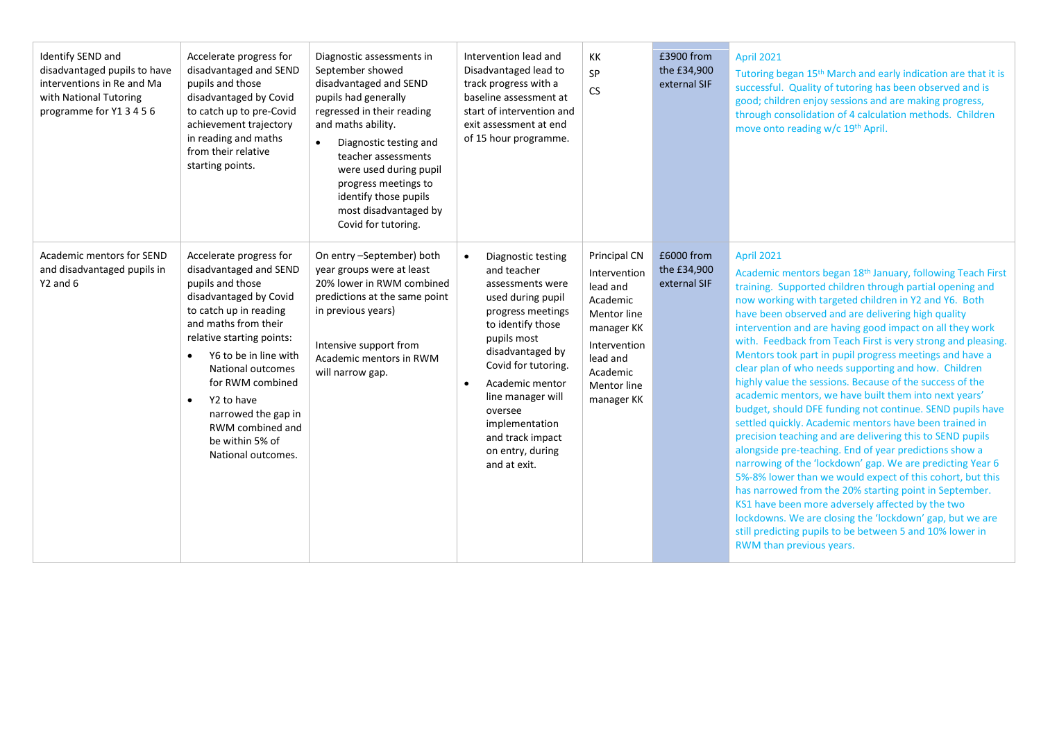| | | | | | | |
|---|---|---|---|---|---|---|
| Identify SEND and disadvantaged pupils to have interventions in Re and Ma with National Tutoring programme for Y1 3 4 5 6 | Accelerate progress for disadvantaged and SEND pupils and those disadvantaged by Covid to catch up to pre-Covid achievement trajectory in reading and maths from their relative starting points. | Diagnostic assessments in September showed disadvantaged and SEND pupils had generally regressed in their reading and maths ability.<br>• Diagnostic testing and teacher assessments were used during pupil progress meetings to identify those pupils most disadvantaged by Covid for tutoring. | Intervention lead and Disadvantaged lead to track progress with a baseline assessment at start of intervention and exit assessment at end of 15 hour programme. | KK<br>SP<br>CS | £3900 from the £34,900 external SIF | April 2021<br>Tutoring began 15th March and early indication are that it is successful. Quality of tutoring has been observed and is good; children enjoy sessions and are making progress, through consolidation of 4 calculation methods. Children move onto reading w/c 19th April. |
| Academic mentors for SEND and disadvantaged pupils in Y2 and 6 | Accelerate progress for disadvantaged and SEND pupils and those disadvantaged by Covid to catch up in reading and maths from their relative starting points:<br>• Y6 to be in line with National outcomes for RWM combined<br>• Y2 to have narrowed the gap in RWM combined and be within 5% of National outcomes. | On entry –September) both year groups were at least 20% lower in RWM combined predictions at the same point in previous years)<br><br>Intensive support from Academic mentors in RWM will narrow gap. | • Diagnostic testing and teacher assessments were used during pupil progress meetings to identify those pupils most disadvantaged by Covid for tutoring.<br>• Academic mentor line manager will oversee implementation and track impact on entry, during and at exit. | Principal CN<br>Intervention lead and Academic Mentor line manager KK<br>Intervention lead and Academic Mentor line manager KK | £6000 from the £34,900 external SIF | April 2021<br>Academic mentors began 18th January, following Teach First training. Supported children through partial opening and now working with targeted children in Y2 and Y6. Both have been observed and are delivering high quality intervention and are having good impact on all they work with. Feedback from Teach First is very strong and pleasing. Mentors took part in pupil progress meetings and have a clear plan of who needs supporting and how. Children highly value the sessions. Because of the success of the academic mentors, we have built them into next years' budget, should DFE funding not continue. SEND pupils have settled quickly. Academic mentors have been trained in precision teaching and are delivering this to SEND pupils alongside pre-teaching. End of year predictions show a narrowing of the 'lockdown' gap. We are predicting Year 6 5%-8% lower than we would expect of this cohort, but this has narrowed from the 20% starting point in September. KS1 have been more adversely affected by the two lockdowns. We are closing the 'lockdown' gap, but we are still predicting pupils to be between 5 and 10% lower in RWM than previous years. |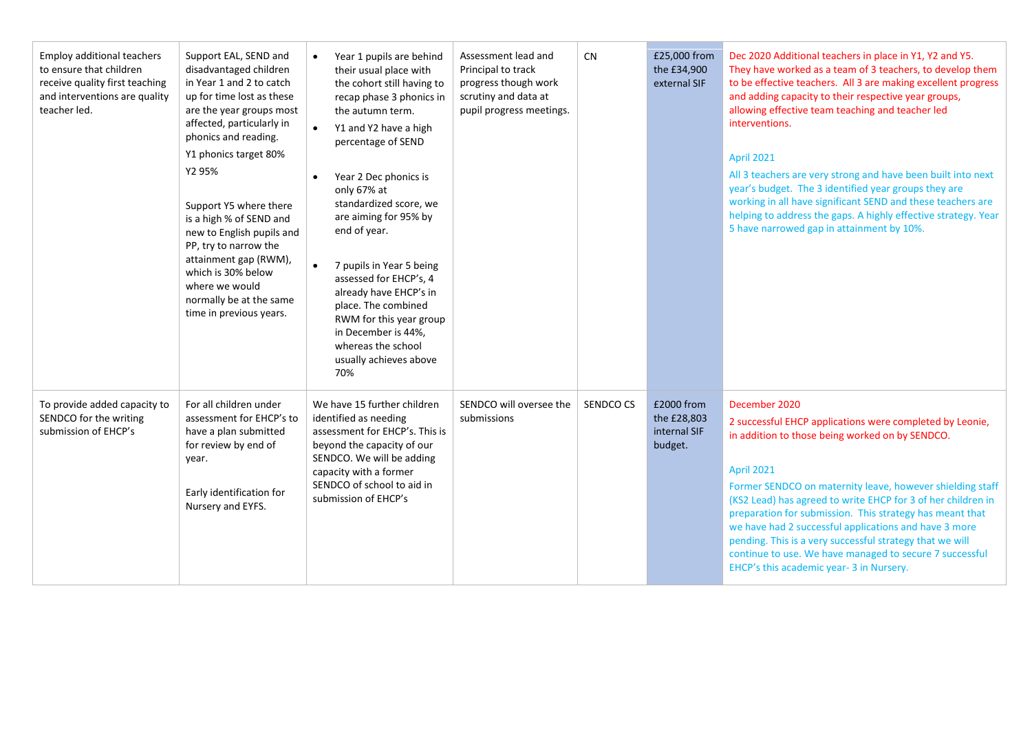| | | | | | | |
|---|---|---|---|---|---|---|
| Employ additional teachers to ensure that children receive quality first teaching and interventions are quality teacher led. | Support EAL, SEND and disadvantaged children in Year 1 and 2 to catch up for time lost as these are the year groups most affected, particularly in phonics and reading.<br><br>Y1 phonics target 80%<br><br>Y2 95%<br><br>Support Y5 where there is a high % of SEND and new to English pupils and PP, try to narrow the attainment gap (RWM), which is 30% below where we would normally be at the same time in previous years. | • Year 1 pupils are behind their usual place with the cohort still having to recap phase 3 phonics in the autumn term.<br>• Y1 and Y2 have a high percentage of SEND<br>• Year 2 Dec phonics is only 67% at standardized score, we are aiming for 95% by end of year.<br>• 7 pupils in Year 5 being assessed for EHCP's, 4 already have EHCP's in place. The combined RWM for this year group in December is 44%, whereas the school usually achieves above 70% | Assessment lead and Principal to track progress though work scrutiny and data at pupil progress meetings. | CN | £25,000 from the £34,900 external SIF | Dec 2020 Additional teachers in place in Y1, Y2 and Y5. They have worked as a team of 3 teachers, to develop them to be effective teachers. All 3 are making excellent progress and adding capacity to their respective year groups, allowing effective team teaching and teacher led interventions.<br><br>April 2021<br><br>All 3 teachers are very strong and have been built into next year's budget. The 3 identified year groups they are working in all have significant SEND and these teachers are helping to address the gaps. A highly effective strategy. Year 5 have narrowed gap in attainment by 10%. |
| To provide added capacity to SENDCO for the writing submission of EHCP's | For all children under assessment for EHCP's to have a plan submitted for review by end of year.<br><br>Early identification for Nursery and EYFS. | We have 15 further children identified as needing assessment for EHCP's. This is beyond the capacity of our SENDCO. We will be adding capacity with a former SENDCO of school to aid in submission of EHCP's | SENDCO will oversee the submissions | SENDCO CS | £2000 from the £28,803 internal SIF budget. | December 2020<br><br>2 successful EHCP applications were completed by Leonie, in addition to those being worked on by SENDCO.<br><br>April 2021<br><br>Former SENDCO on maternity leave, however shielding staff (KS2 Lead) has agreed to write EHCP for 3 of her children in preparation for submission. This strategy has meant that we have had 2 successful applications and have 3 more pending. This is a very successful strategy that we will continue to use. We have managed to secure 7 successful EHCP's this academic year- 3 in Nursery. |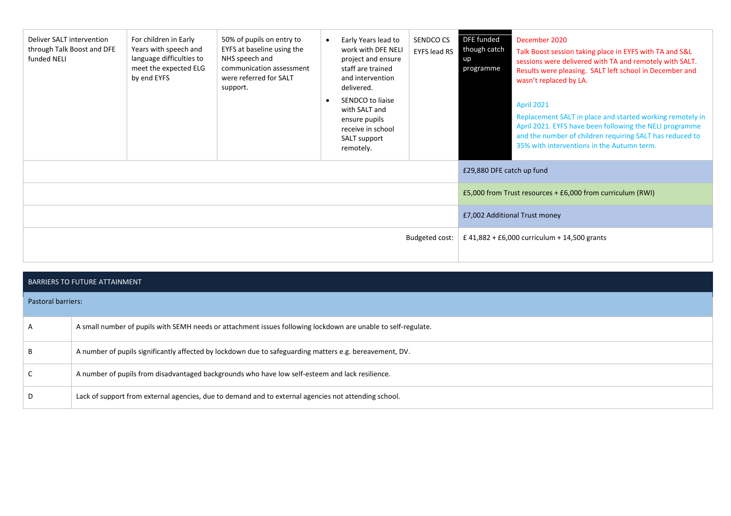| | | | | | | |
|---|---|---|---|---|---|---|
| Deliver SALT intervention through Talk Boost and DFE funded NELI | For children in Early Years with speech and language difficulties to meet the expected ELG by end EYFS | 50% of pupils on entry to EYFS at baseline using the NHS speech and communication assessment were referred for SALT support. | • Early Years lead to work with DFE NELI project and ensure staff are trained and intervention delivered.<br>• SENDCO to liaise with SALT and ensure pupils receive in school SALT support remotely. | SENDCO CS<br>EYFS lead RS | DFE funded though catch up programme | December 2020<br>Talk Boost session taking place in EYFS with TA and S&L sessions were delivered with TA and remotely with SALT. Results were pleasing. SALT left school in December and wasn't replaced by LA.<br><br>April 2021<br>Replacement SALT in place and started working remotely in April 2021. EYFS have been following the NELI programme and the number of children requiring SALT has reduced to 35% with interventions in the Autumn term. |
| | | | | | £29,880 DFE catch up fund | |
| | | | | | £5,000 from Trust resources + £6,000 from curriculum (RWI) | |
| | | | | | £7,002 Additional Trust money | |
| | | | | Budgeted cost: | £ 41,882 + £6,000 curriculum + 14,500 grants | |

| BARRIERS TO FUTURE ATTAINMENT | |
|---|---|
| **Pastoral barriers:** | |
| A | A small number of pupils with SEMH needs or attachment issues following lockdown are unable to self-regulate. |
| B | A number of pupils significantly affected by lockdown due to safeguarding matters e.g. bereavement, DV. |
| C | A number of pupils from disadvantaged backgrounds who have low self-esteem and lack resilience. |
| D | Lack of support from external agencies, due to demand and to external agencies not attending school. |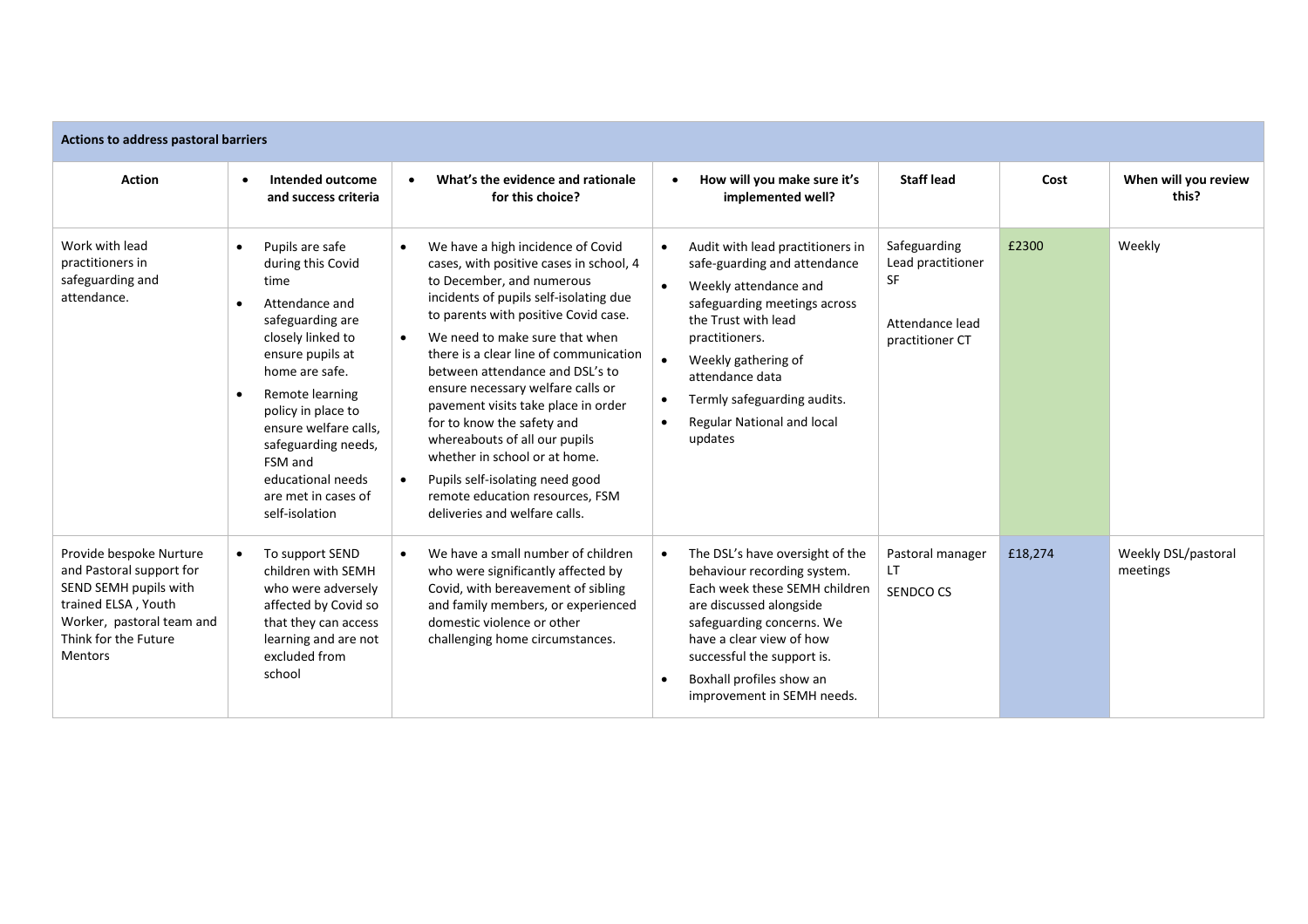| Actions to address pastoral barriers | | | | | | |
|---|---|---|---|---|---|---|
| **Action** | **Intended outcome and success criteria** | **What's the evidence and rationale for this choice?** | **How will you make sure it's implemented well?** | **Staff lead** | **Cost** | **When will you review this?** |
| Work with lead practitioners in safeguarding and attendance. | • Pupils are safe during this Covid time<br>• Attendance and safeguarding are closely linked to ensure pupils at home are safe.<br>• Remote learning policy in place to ensure welfare calls, safeguarding needs, FSM and educational needs are met in cases of self-isolation | • We have a high incidence of Covid cases, with positive cases in school, 4 to December, and numerous incidents of pupils self-isolating due to parents with positive Covid case.<br>• We need to make sure that when there is a clear line of communication between attendance and DSL's to ensure necessary welfare calls or pavement visits take place in order for to know the safety and whereabouts of all our pupils whether in school or at home.<br>• Pupils self-isolating need good remote education resources, FSM deliveries and welfare calls. | • Audit with lead practitioners in safe-guarding and attendance<br>• Weekly attendance and safeguarding meetings across the Trust with lead practitioners.<br>• Weekly gathering of attendance data<br>• Termly safeguarding audits.<br>• Regular National and local updates | Safeguarding Lead practitioner SF<br><br>Attendance lead practitioner CT | £2300 | Weekly |
| Provide bespoke Nurture and Pastoral support for SEND SEMH pupils with trained ELSA , Youth Worker, pastoral team and Think for the Future Mentors | • To support SEND children with SEMH who were adversely affected by Covid so that they can access learning and are not excluded from school | • We have a small number of children who were significantly affected by Covid, with bereavement of sibling and family members, or experienced domestic violence or other challenging home circumstances. | • The DSL's have oversight of the behaviour recording system. Each week these SEMH children are discussed alongside safeguarding concerns. We have a clear view of how successful the support is.<br>• Boxhall profiles show an improvement in SEMH needs. | Pastoral manager LT<br>SENDCO CS | £18,274 | Weekly DSL/pastoral meetings |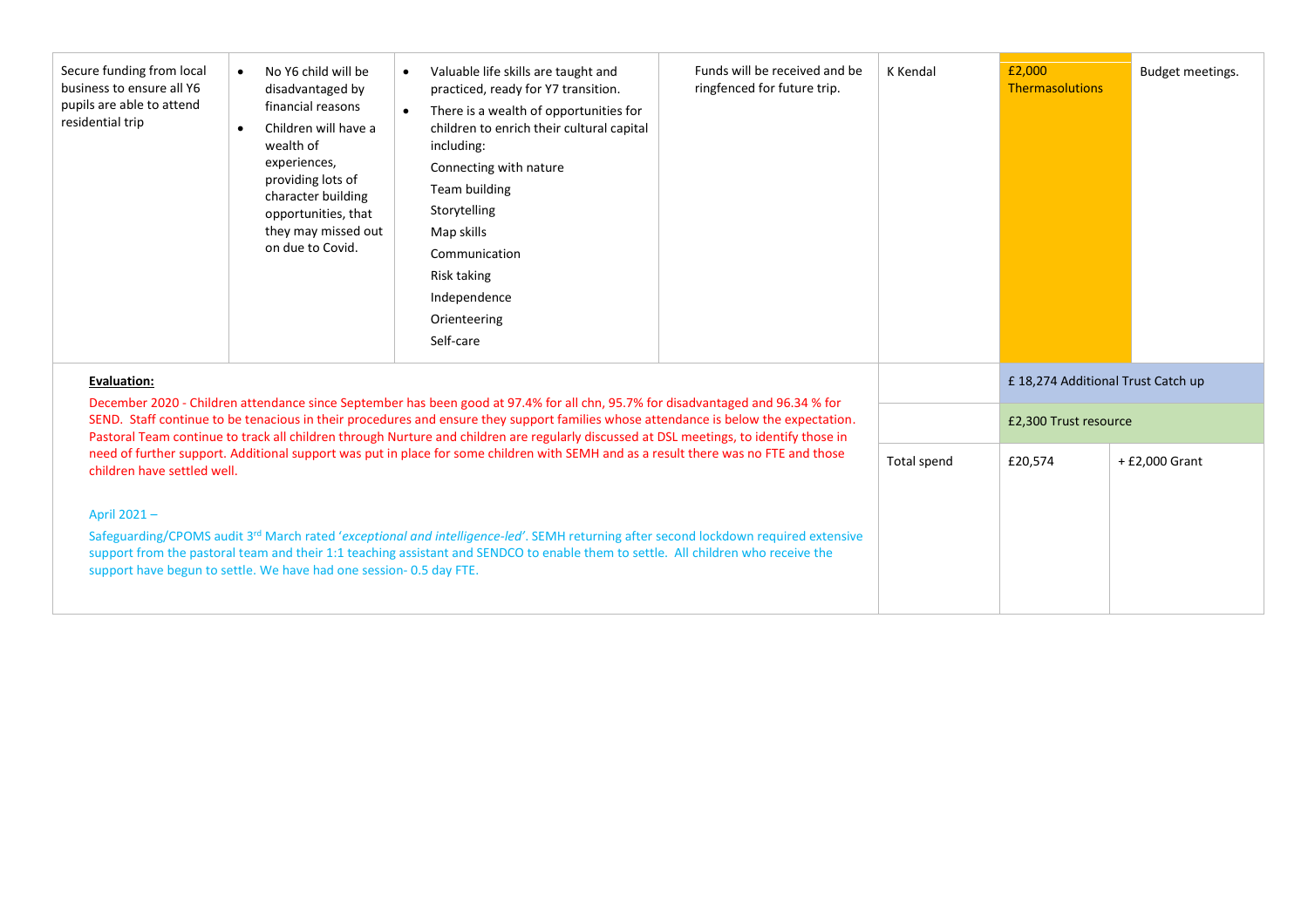| | | | | | | |
|---|---|---|---|---|---|---|
| Secure funding from local business to ensure all Y6 pupils are able to attend residential trip | • No Y6 child will be disadvantaged by financial reasons<br>• Children will have a wealth of experiences, providing lots of character building opportunities, that they may missed out on due to Covid. | • Valuable life skills are taught and practiced, ready for Y7 transition.<br>• There is a wealth of opportunities for children to enrich their cultural capital including:<br>Connecting with nature<br>Team building<br>Storytelling<br>Map skills<br>Communication<br>Risk taking<br>Independence<br>Orienteering<br>Self-care | Funds will be received and be ringfenced for future trip. | K Kendal | £2,000 Thermasolutions | Budget meetings. |
| **Evaluation:**<br>December 2020 - Children attendance since September has been good at 97.4% for all chn, 95.7% for disadvantaged and 96.34 % for SEND. Staff continue to be tenacious in their procedures and ensure they support families whose attendance is below the expectation. Pastoral Team continue to track all children through Nurture and children are regularly discussed at DSL meetings, to identify those in need of further support. Additional support was put in place for some children with SEMH and as a result there was no FTE and those children have settled well.<br><br>April 2021 –<br>Safeguarding/CPOMS audit 3rd March rated '*exceptional and intelligence-led*'. SEMH returning after second lockdown required extensive support from the pastoral team and their 1:1 teaching assistant and SENDCO to enable them to settle. All children who receive the support have begun to settle. We have had one session- 0.5 day FTE. | | | | | £ 18,274 Additional Trust Catch up | |
| | | | | | £2,300 Trust resource | |
| | | | | Total spend | £20,574 | + £2,000 Grant |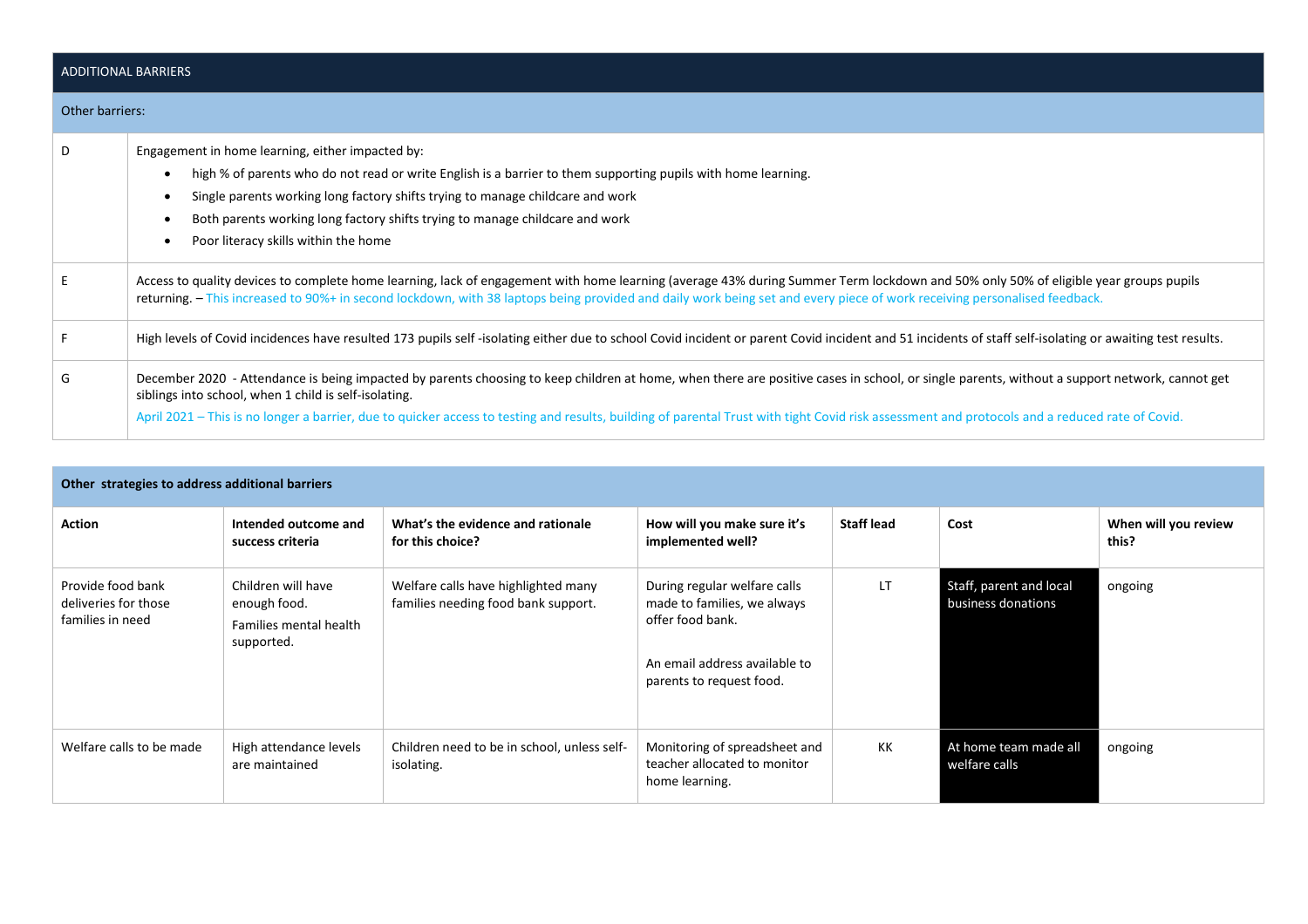| ADDITIONAL BARRIERS | |
|---|---|
| Other barriers: | |
| D | Engagement in home learning, either impacted by: <br>• high % of parents who do not read or write English is a barrier to them supporting pupils with home learning.<br>• Single parents working long factory shifts trying to manage childcare and work<br>• Both parents working long factory shifts trying to manage childcare and work<br>• Poor literacy skills within the home |
| E | Access to quality devices to complete home learning, lack of engagement with home learning (average 43% during Summer Term lockdown and 50% only 50% of eligible year groups pupils returning. – This increased to 90%+ in second lockdown, with 38 laptops being provided and daily work being set and every piece of work receiving personalised feedback. |
| F | High levels of Covid incidences have resulted 173 pupils self -isolating either due to school Covid incident or parent Covid incident and 51 incidents of staff self-isolating or awaiting test results. |
| G | December 2020 - Attendance is being impacted by parents choosing to keep children at home, when there are positive cases in school, or single parents, without a support network, cannot get siblings into school, when 1 child is self-isolating.<br>April 2021 – This is no longer a barrier, due to quicker access to testing and results, building of parental Trust with tight Covid risk assessment and protocols and a reduced rate of Covid. |

**Other strategies to address additional barriers**

| Action | Intended outcome and success criteria | What's the evidence and rationale for this choice? | How will you make sure it's implemented well? | Staff lead | Cost | When will you review this? |
|---|---|---|---|---|---|---|
| Provide food bank deliveries for those families in need | Children will have enough food.<br>Families mental health supported. | Welfare calls have highlighted many families needing food bank support. | During regular welfare calls made to families, we always offer food bank.<br><br>An email address available to parents to request food. | LT | Staff, parent and local business donations | ongoing |
| Welfare calls to be made | High attendance levels are maintained | Children need to be in school, unless self-isolating. | Monitoring of spreadsheet and teacher allocated to monitor home learning. | KK | At home team made all welfare calls | ongoing |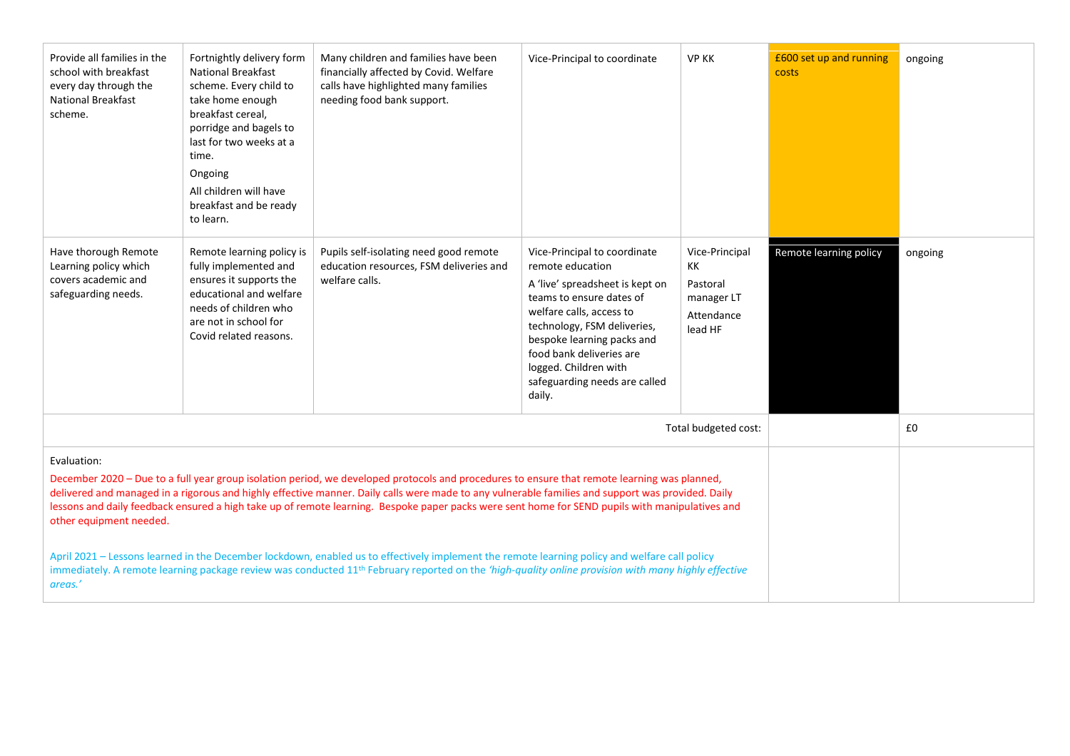| | | | | | | |
|---|---|---|---|---|---|---|
| Provide all families in the school with breakfast every day through the National Breakfast scheme. | Fortnightly delivery form National Breakfast scheme. Every child to take home enough breakfast cereal, porridge and bagels to last for two weeks at a time.<br>Ongoing<br>All children will have breakfast and be ready to learn. | Many children and families have been financially affected by Covid. Welfare calls have highlighted many families needing food bank support. | Vice-Principal to coordinate | VP KK | £600 set up and running costs | ongoing |
| Have thorough Remote Learning policy which covers academic and safeguarding needs. | Remote learning policy is fully implemented and ensures it supports the educational and welfare needs of children who are not in school for Covid related reasons. | Pupils self-isolating need good remote education resources, FSM deliveries and welfare calls. | Vice-Principal to coordinate remote education<br>A 'live' spreadsheet is kept on teams to ensure dates of welfare calls, access to technology, FSM deliveries, bespoke learning packs and food bank deliveries are logged. Children with safeguarding needs are called daily. | Vice-Principal KK<br>Pastoral manager LT<br>Attendance lead HF | Remote learning policy | ongoing |
| | | | | Total budgeted cost: | | £0 |

Evaluation:

December 2020 – Due to a full year group isolation period, we developed protocols and procedures to ensure that remote learning was planned, delivered and managed in a rigorous and highly effective manner. Daily calls were made to any vulnerable families and support was provided. Daily lessons and daily feedback ensured a high take up of remote learning. Bespoke paper packs were sent home for SEND pupils with manipulatives and other equipment needed.

April 2021 – Lessons learned in the December lockdown, enabled us to effectively implement the remote learning policy and welfare call policy immediately. A remote learning package review was conducted 11th February reported on the *'high-quality online provision with many highly effective areas.'*